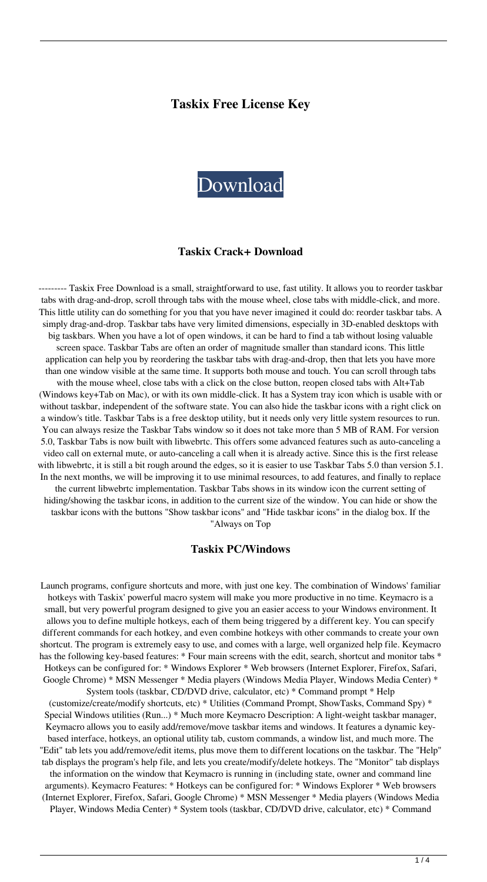# Taskix Free License Key

Download

## Taskix Crack+ Download

--------- Taskix Free Download is a small, straightforward to use, fast utility. It allows you to reorder taskbar tabs with drag-and-drop, scroll through tabs with the mouse wheel, close tabs with middle-click, and more. This little utility can do something for you that you have never imagined it could do: reorder taskbar tabs. A simply drag-and-drop. Taskbar tabs have very limited dimensions, especially in 3D-enabled desktops with big taskbars. When you have a lot of open windows, it can be hard to find a tab without losing valuable screen space. Taskbar Tabs are often an order of magnitude smaller than standard icons. This little application can help you by reordering the taskbar tabs with drag-and-drop, then that lets you have more than one window visible at the same time. It supports both mouse and touch. You can scroll through tabs with the mouse wheel, close tabs with a click on the close button, reopen closed tabs with Alt+Tab (Windows key+Tab on Mac), or with its own middle-click. It has a System tray icon which is usable with or without taskbar, independent of the software state. You can also hide the taskbar icons with a right click on a window's title. Taskbar Tabs is a free desktop utility, but it needs only very little system resources to run. You can always resize the Taskbar Tabs window so it does not take more than 5 MB of RAM. For version 5.0, Taskbar Tabs is now built with libwebrtc. This offers some advanced features such as auto-canceling a video call on external mute, or auto-canceling a call when it is already active. Since this is the first release with libwebrtc, it is still a bit rough around the edges, so it is easier to use Taskbar Tabs 5.0 than version 5.1. In the next months, we will be improving it to use minimal resources, to add features, and finally to replace the current libwebrtc implementation. Taskbar Tabs shows in its window icon the current setting of hiding/showing the taskbar icons, in addition to the current size of the window. You can hide or show the taskbar icons with the buttons "Show taskbar icons" and "Hide taskbar icons" in the dialog box. If the "Always on Top

## Taskix PC/Windows

Launch programs, configure shortcuts and more, with just one key. The combination of Windows' familiar hotkeys with Taskix' powerful macro system will make you more productive in no time. Keymacro is a small, but very powerful program designed to give you an easier access to your Windows environment. It allows you to define multiple hotkeys, each of them being triggered by a different key. You can specify different commands for each hotkey, and even combine hotkeys with other commands to create your own shortcut. The program is extremely easy to use, and comes with a large, well organized help file. Keymacro has the following key-based features: * Four main screens with the edit, search, shortcut and monitor tabs * Hotkeys can be configured for: * Windows Explorer * Web browsers (Internet Explorer, Firefox, Safari, Google Chrome) * MSN Messenger * Media players (Windows Media Player, Windows Media Center) * System tools (taskbar, CD/DVD drive, calculator, etc) * Command prompt * Help (customize/create/modify shortcuts, etc) * Utilities (Command Prompt, ShowTasks, Command Spy) * Special Windows utilities (Run...) * Much more Keymacro Description: A light-weight taskbar manager, Keymacro allows you to easily add/remove/move taskbar items and windows. It features a dynamic key-based interface, hotkeys, an optional utility tab, custom commands, a window list, and much more. The "Edit" tab lets you add/remove/edit items, plus move them to different locations on the taskbar. The "Help" tab displays the program's help file, and lets you create/modify/delete hotkeys. The "Monitor" tab displays the information on the window that Keymacro is running in (including state, owner and command line arguments). Keymacro Features: * Hotkeys can be configured for: * Windows Explorer * Web browsers (Internet Explorer, Firefox, Safari, Google Chrome) * MSN Messenger * Media players (Windows Media Player, Windows Media Center) * System tools (taskbar, CD/DVD drive, calculator, etc) * Command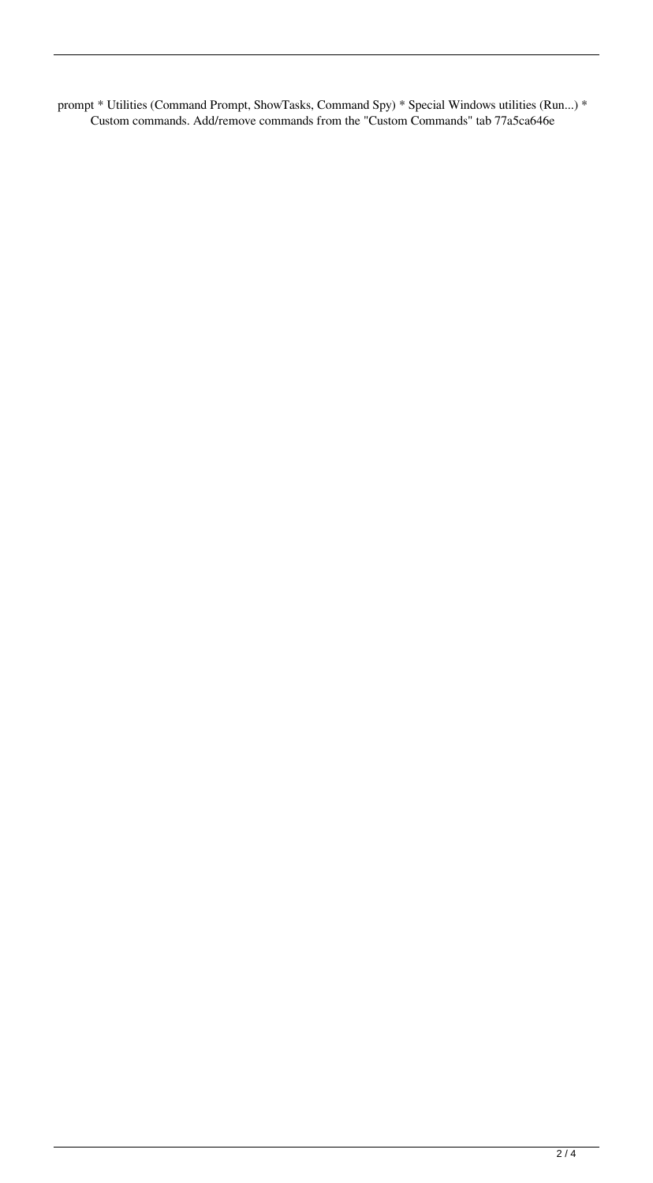prompt * Utilities (Command Prompt, ShowTasks, Command Spy) * Special Windows utilities (Run...) * Custom commands. Add/remove commands from the "Custom Commands" tab 77a5ca646e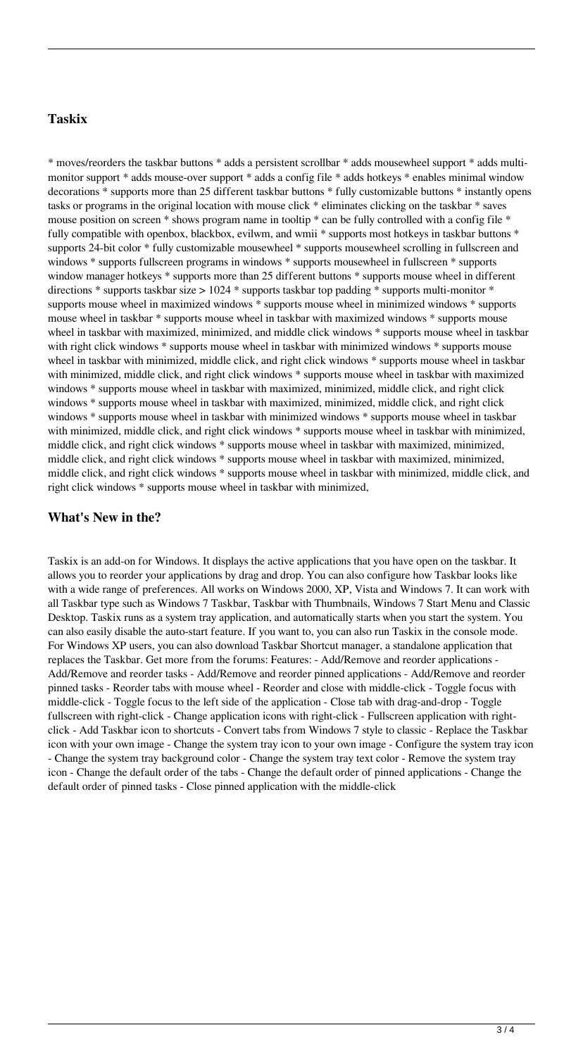## Taskix

* moves/reorders the taskbar buttons * adds a persistent scrollbar * adds mousewheel support * adds multi-monitor support * adds mouse-over support * adds a config file * adds hotkeys * enables minimal window decorations * supports more than 25 different taskbar buttons * fully customizable buttons * instantly opens tasks or programs in the original location with mouse click * eliminates clicking on the taskbar * saves mouse position on screen * shows program name in tooltip * can be fully controlled with a config file * fully compatible with openbox, blackbox, evilwm, and wmii * supports most hotkeys in taskbar buttons * supports 24-bit color * fully customizable mousewheel * supports mousewheel scrolling in fullscreen and windows * supports fullscreen programs in windows * supports mousewheel in fullscreen * supports window manager hotkeys * supports more than 25 different buttons * supports mouse wheel in different directions * supports taskbar size > 1024 * supports taskbar top padding * supports multi-monitor * supports mouse wheel in maximized windows * supports mouse wheel in minimized windows * supports mouse wheel in taskbar * supports mouse wheel in taskbar with maximized windows * supports mouse wheel in taskbar with maximized, minimized, and middle click windows * supports mouse wheel in taskbar with right click windows * supports mouse wheel in taskbar with minimized windows * supports mouse wheel in taskbar with minimized, middle click, and right click windows * supports mouse wheel in taskbar with minimized, middle click, and right click windows * supports mouse wheel in taskbar with maximized windows * supports mouse wheel in taskbar with maximized, minimized, middle click, and right click windows * supports mouse wheel in taskbar with maximized, minimized, middle click, and right click windows * supports mouse wheel in taskbar with minimized windows * supports mouse wheel in taskbar with minimized, middle click, and right click windows * supports mouse wheel in taskbar with minimized, middle click, and right click windows * supports mouse wheel in taskbar with maximized, minimized, middle click, and right click windows * supports mouse wheel in taskbar with maximized, minimized, middle click, and right click windows * supports mouse wheel in taskbar with minimized, middle click, and right click windows * supports mouse wheel in taskbar with minimized,

## What's New in the?

Taskix is an add-on for Windows. It displays the active applications that you have open on the taskbar. It allows you to reorder your applications by drag and drop. You can also configure how Taskbar looks like with a wide range of preferences. All works on Windows 2000, XP, Vista and Windows 7. It can work with all Taskbar type such as Windows 7 Taskbar, Taskbar with Thumbnails, Windows 7 Start Menu and Classic Desktop. Taskix runs as a system tray application, and automatically starts when you start the system. You can also easily disable the auto-start feature. If you want to, you can also run Taskix in the console mode. For Windows XP users, you can also download Taskbar Shortcut manager, a standalone application that replaces the Taskbar. Get more from the forums: Features: - Add/Remove and reorder applications - Add/Remove and reorder tasks - Add/Remove and reorder pinned applications - Add/Remove and reorder pinned tasks - Reorder tabs with mouse wheel - Reorder and close with middle-click - Toggle focus with middle-click - Toggle focus to the left side of the application - Close tab with drag-and-drop - Toggle fullscreen with right-click - Change application icons with right-click - Fullscreen application with right-click - Add Taskbar icon to shortcuts - Convert tabs from Windows 7 style to classic - Replace the Taskbar icon with your own image - Change the system tray icon to your own image - Configure the system tray icon - Change the system tray background color - Change the system tray text color - Remove the system tray icon - Change the default order of the tabs - Change the default order of pinned applications - Change the default order of pinned tasks - Close pinned application with the middle-click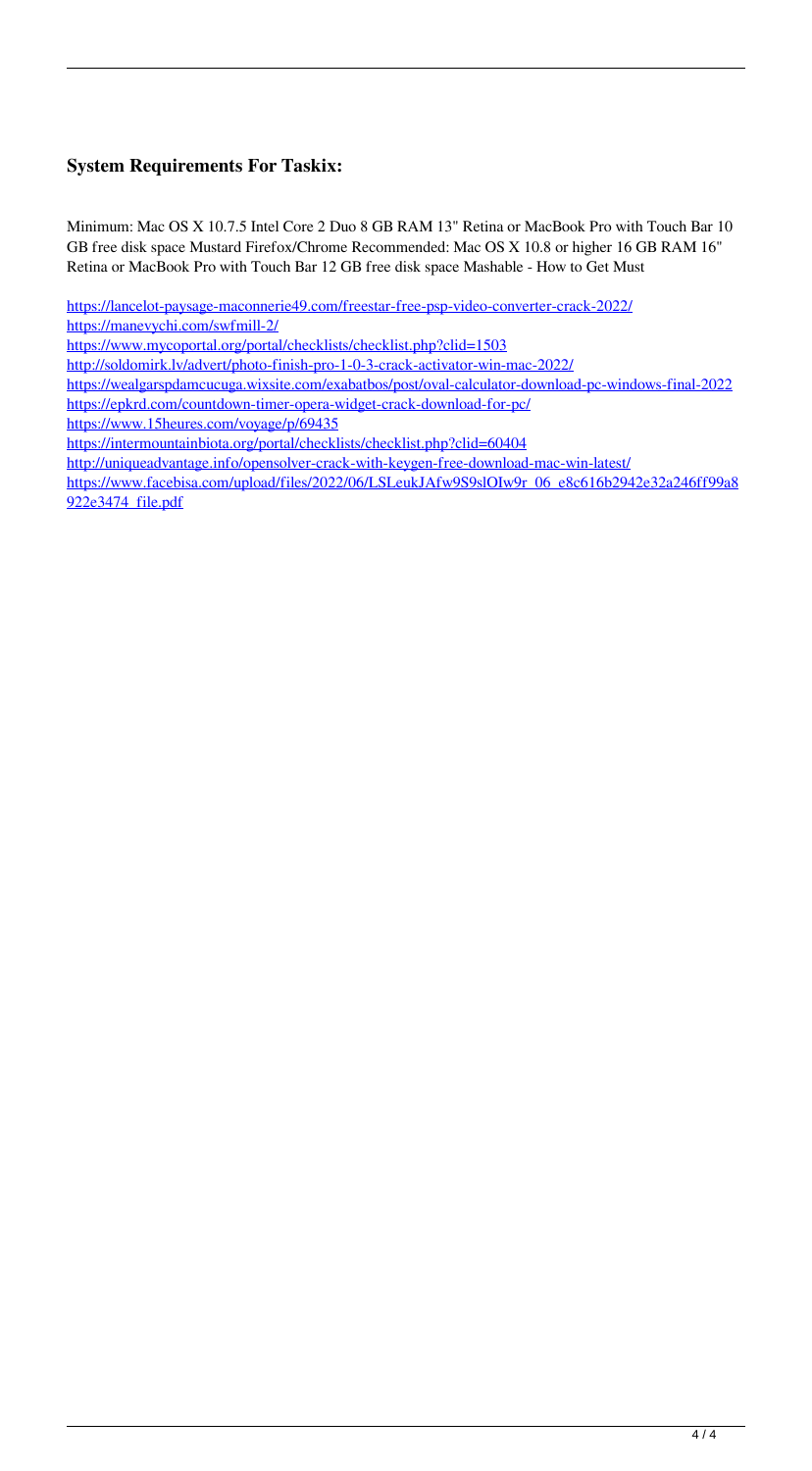**System Requirements For Taskix:**

Minimum: Mac OS X 10.7.5 Intel Core 2 Duo 8 GB RAM 13" Retina or MacBook Pro with Touch Bar 10 GB free disk space Mustard Firefox/Chrome Recommended: Mac OS X 10.8 or higher 16 GB RAM 16" Retina or MacBook Pro with Touch Bar 12 GB free disk space Mashable - How to Get Must

https://lancelot-paysage-maconnerie49.com/freestar-free-psp-video-converter-crack-2022/
https://manevychi.com/swfmill-2/
https://www.mycoportal.org/portal/checklists/checklist.php?clid=1503
http://soldomirk.lv/advert/photo-finish-pro-1-0-3-crack-activator-win-mac-2022/
https://wealgarspdamcucuga.wixsite.com/exabatbos/post/oval-calculator-download-pc-windows-final-2022
https://epkrd.com/countdown-timer-opera-widget-crack-download-for-pc/
https://www.15heures.com/voyage/p/69435
https://intermountainbiota.org/portal/checklists/checklist.php?clid=60404
http://uniqueadvantage.info/opensolver-crack-with-keygen-free-download-mac-win-latest/
https://www.facebisa.com/upload/files/2022/06/LSLeukJAfw9S9slOIw9r_06_e8c616b2942e32a246ff99a8922e3474_file.pdf